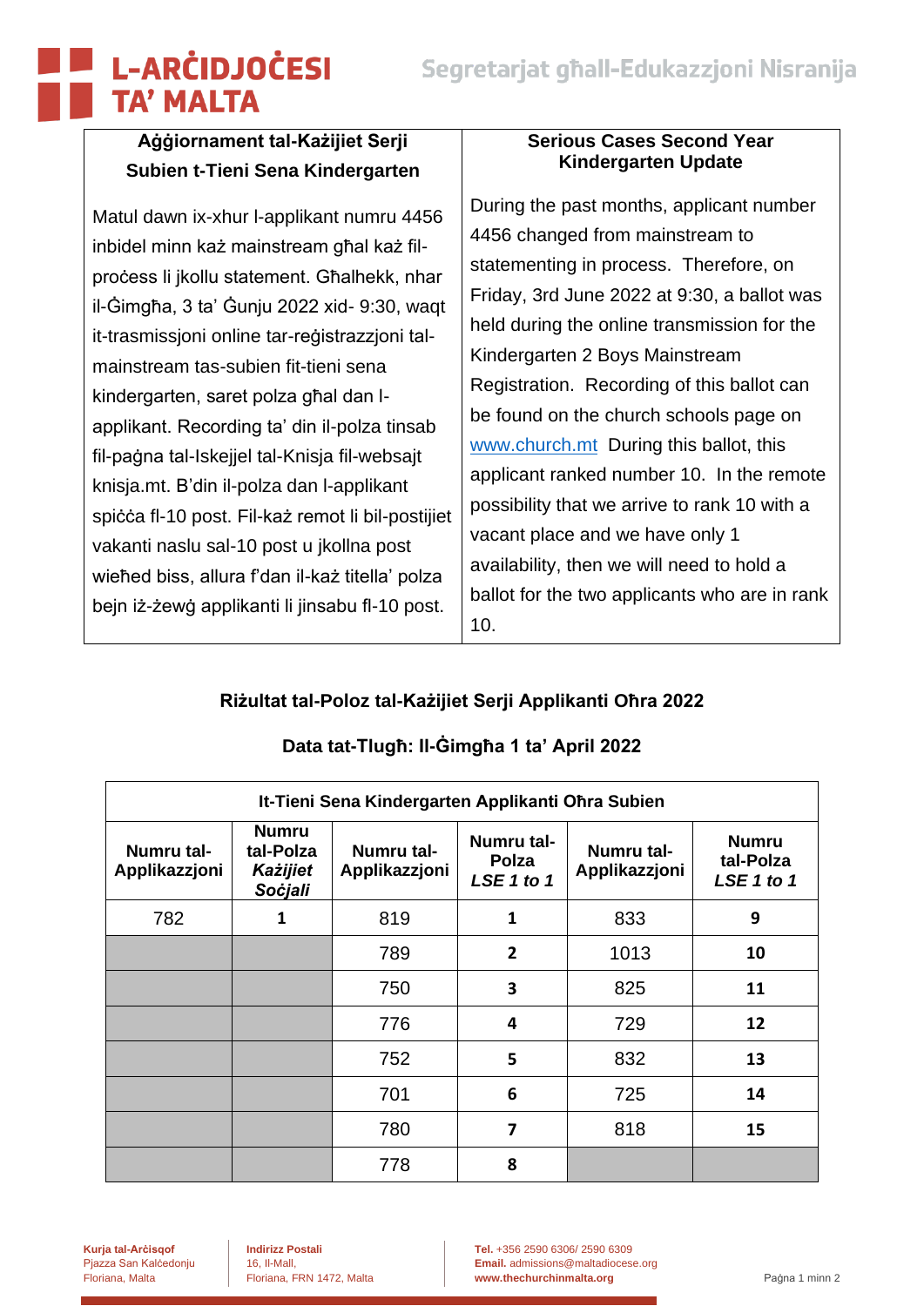# L-ARĊIDJOĊESI TA' MALTA

Segretarjat għall-Edukazzjoni Nisranija

| Aġġornament tal-Każijiet Serji Subien t-Tieni Sena Kindergarten | Serious Cases Second Year Kindergarten Update |
|---|---|
| Matul dawn ix-xhur l-applikant numru 4456 inbidel minn każ mainstream għal każ fil-proċess li jkollu statement. Għalhekk, nhar il-Ġimgħa, 3 ta' Ġunju 2022 xid- 9:30, waqt it-trasmissjoni online tar-reġistrazzjoni tal-mainstream tas-subien fit-tieni sena kindergarten, saret polza għal dan l-applikant. Recording ta' din il-polza tinsab fil-paġna tal-Iskejjel tal-Knisja fil-websajt knisja.mt. B'din il-polza dan l-applikant spiċċa fl-10 post. Fil-każ remot li bil-postijiet vakanti naslu sal-10 post u jkollna post wieħed biss, allura f'dan il-każ titella' polza bejn iż-żewġ applikanti li jinsabu fl-10 post. | During the past months, applicant number 4456 changed from mainstream to statementing in process. Therefore, on Friday, 3rd June 2022 at 9:30, a ballot was held during the online transmission for the Kindergarten 2 Boys Mainstream Registration. Recording of this ballot can be found on the church schools page on www.church.mt During this ballot, this applicant ranked number 10. In the remote possibility that we arrive to rank 10 with a vacant place and we have only 1 availability, then we will need to hold a ballot for the two applicants who are in rank 10. |

## Riżultat tal-Poloz tal-Każijiet Serji Applikanti Oħra 2022

**Data tat-Tlugħ: Il-Ġimgħa 1 ta' April 2022**

| It-Tieni Sena Kindergarten Applikanti Oħra Subien | | | | | |
|---|---|---|---|---|---|
| Numru tal-Applikazzjoni | Numru tal-Polza *Każijiet Soċjali* | Numru tal-Applikazzjoni | Numru tal-Polza *LSE 1 to 1* | Numru tal-Applikazzjoni | Numru tal-Polza *LSE 1 to 1* |
| 782 | **1** | 819 | **1** | 833 | **9** |
| | | 789 | **2** | 1013 | **10** |
| | | 750 | **3** | 825 | **11** |
| | | 776 | **4** | 729 | **12** |
| | | 752 | **5** | 832 | **13** |
| | | 701 | **6** | 725 | **14** |
| | | 780 | **7** | 818 | **15** |
| | | 778 | **8** | | |

**Kurja tal-Arċisqof**
Pjazza San Kalċedonju
Floriana, Malta

**Indirizz Postali**
16, Il-Mall,
Floriana, FRN 1472, Malta

**Tel.** +356 2590 6306/ 2590 6309
**Email.** admissions@maltadiocese.org
**www.thechurchinmalta.org**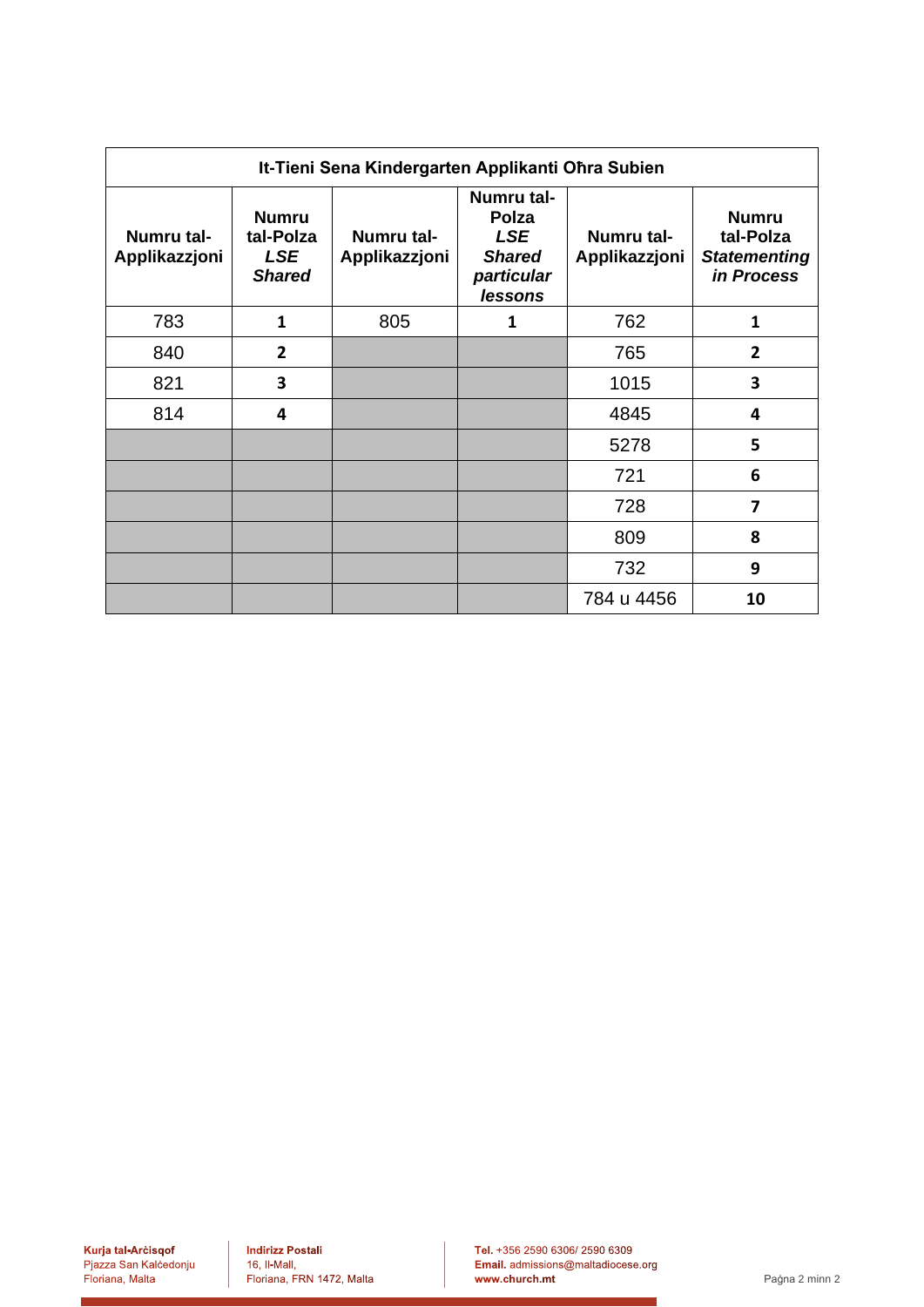| It-Tieni Sena Kindergarten Applikanti Oħra Subien | | | | | |
|---|---|---|---|---|---|
| **Numru tal-Applikazzjoni** | **Numru tal-Polza *LSE Shared*** | **Numru tal-Applikazzjoni** | **Numru tal-Polza *LSE Shared particular lessons*** | **Numru tal-Applikazzjoni** | **Numru tal-Polza *Statementing in Process*** |
| 783 | **1** | 805 | **1** | 762 | **1** |
| 840 | **2** | | | 765 | **2** |
| 821 | **3** | | | 1015 | **3** |
| 814 | **4** | | | 4845 | **4** |
| | | | | 5278 | **5** |
| | | | | 721 | **6** |
| | | | | 728 | **7** |
| | | | | 809 | **8** |
| | | | | 732 | **9** |
| | | | | 784 u 4456 | **10** |

**Kurja tal-Arċisqof**
Pjazza San Kalċedonju
Floriana, Malta

**Indirizz Postali**
16, Il-Mall,
Floriana, FRN 1472, Malta

**Tel.** +356 2590 6306/ 2590 6309
**Email.** admissions@maltadiocese.org
**www.church.mt**